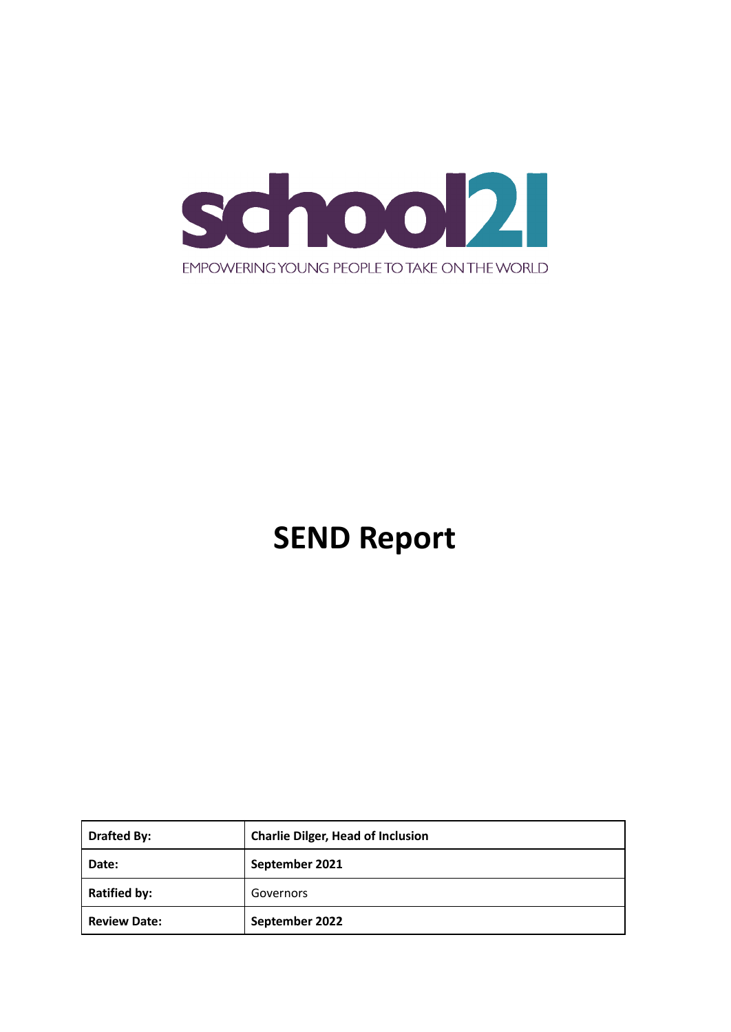school21

EMPOWERING YOUNG PEOPLE TO TAKE ON THE WORLD

# SEND Report

| **Drafted By:** | **Charlie Dilger, Head of Inclusion** |
|---|---|
| **Date:** | **September 2021** |
| **Ratified by:** | Governors |
| **Review Date:** | **September 2022** |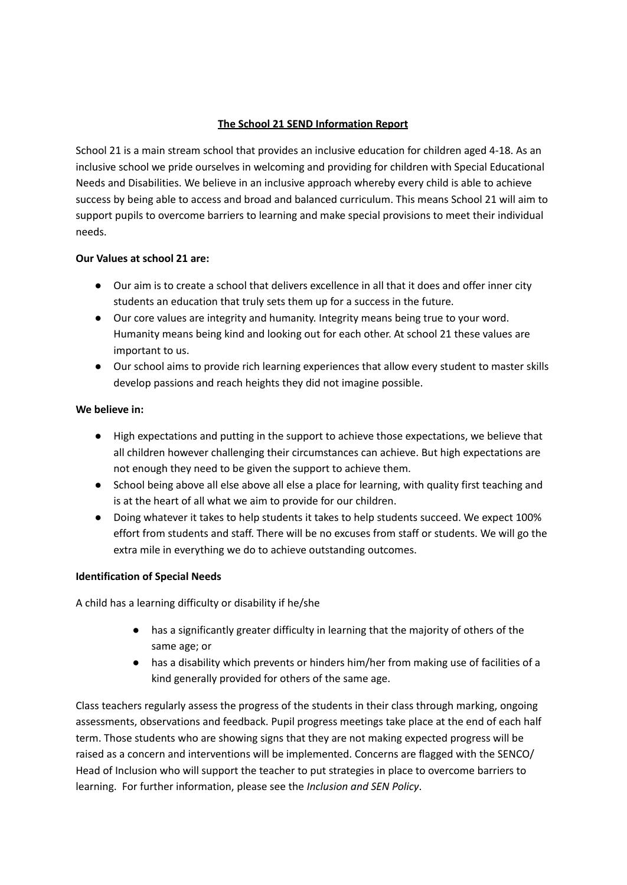**The School 21 SEND Information Report**

School 21 is a main stream school that provides an inclusive education for children aged 4-18. As an inclusive school we pride ourselves in welcoming and providing for children with Special Educational Needs and Disabilities. We believe in an inclusive approach whereby every child is able to achieve success by being able to access and broad and balanced curriculum. This means School 21 will aim to support pupils to overcome barriers to learning and make special provisions to meet their individual needs.

**Our Values at school 21 are:**

- Our aim is to create a school that delivers excellence in all that it does and offer inner city students an education that truly sets them up for a success in the future.
- Our core values are integrity and humanity. Integrity means being true to your word. Humanity means being kind and looking out for each other. At school 21 these values are important to us.
- Our school aims to provide rich learning experiences that allow every student to master skills develop passions and reach heights they did not imagine possible.

**We believe in:**

- High expectations and putting in the support to achieve those expectations, we believe that all children however challenging their circumstances can achieve. But high expectations are not enough they need to be given the support to achieve them.
- School being above all else above all else a place for learning, with quality first teaching and is at the heart of all what we aim to provide for our children.
- Doing whatever it takes to help students it takes to help students succeed. We expect 100% effort from students and staff. There will be no excuses from staff or students. We will go the extra mile in everything we do to achieve outstanding outcomes.

**Identification of Special Needs**

A child has a learning difficulty or disability if he/she

- has a significantly greater difficulty in learning that the majority of others of the same age; or
- has a disability which prevents or hinders him/her from making use of facilities of a kind generally provided for others of the same age.

Class teachers regularly assess the progress of the students in their class through marking, ongoing assessments, observations and feedback. Pupil progress meetings take place at the end of each half term. Those students who are showing signs that they are not making expected progress will be raised as a concern and interventions will be implemented. Concerns are flagged with the SENCO/ Head of Inclusion who will support the teacher to put strategies in place to overcome barriers to learning. For further information, please see the *Inclusion and SEN Policy*.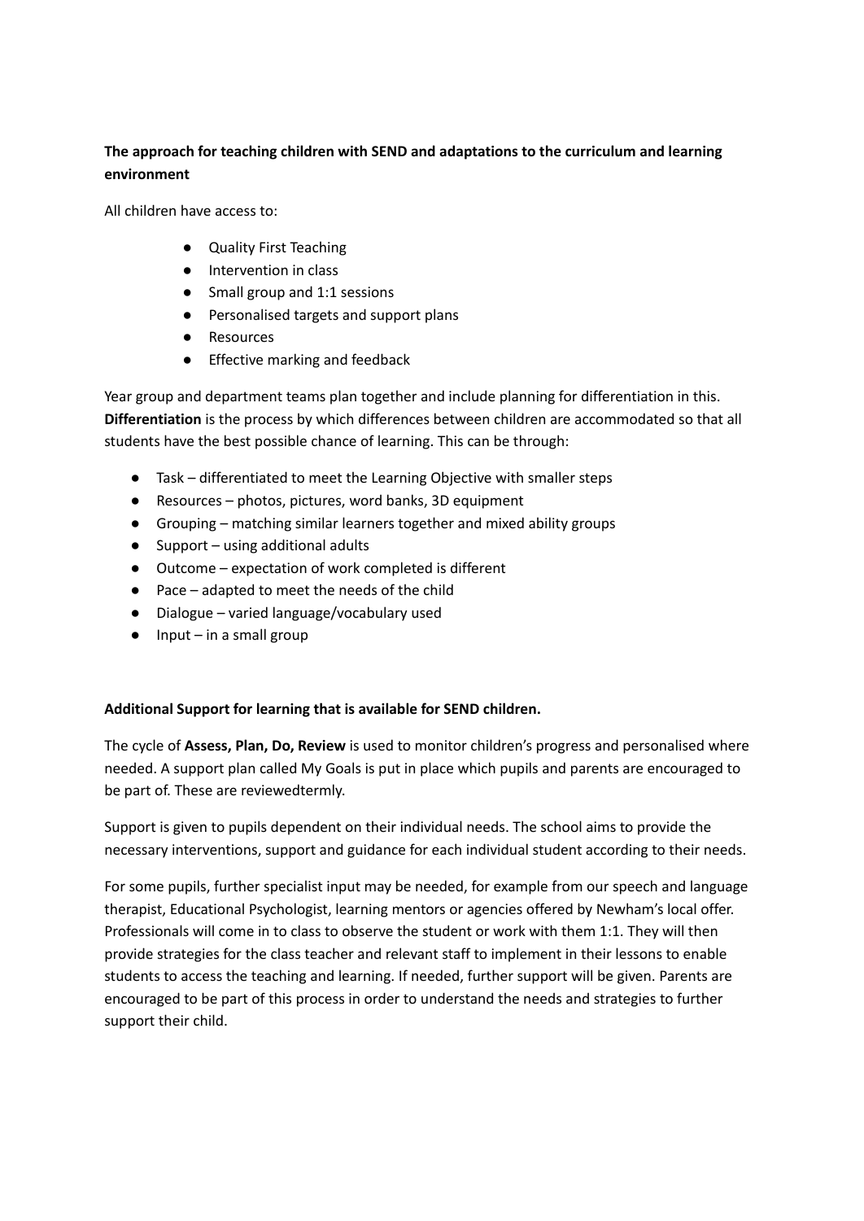**The approach for teaching children with SEND and adaptations to the curriculum and learning environment**

All children have access to:

- Quality First Teaching
- Intervention in class
- Small group and 1:1 sessions
- Personalised targets and support plans
- Resources
- Effective marking and feedback

Year group and department teams plan together and include planning for differentiation in this. **Differentiation** is the process by which differences between children are accommodated so that all students have the best possible chance of learning. This can be through:

- Task – differentiated to meet the Learning Objective with smaller steps
- Resources – photos, pictures, word banks, 3D equipment
- Grouping – matching similar learners together and mixed ability groups
- Support – using additional adults
- Outcome – expectation of work completed is different
- Pace – adapted to meet the needs of the child
- Dialogue – varied language/vocabulary used
- Input – in a small group

**Additional Support for learning that is available for SEND children.**

The cycle of **Assess, Plan, Do, Review** is used to monitor children's progress and personalised where needed. A support plan called My Goals is put in place which pupils and parents are encouraged to be part of. These are reviewedtermly.

Support is given to pupils dependent on their individual needs. The school aims to provide the necessary interventions, support and guidance for each individual student according to their needs.

For some pupils, further specialist input may be needed, for example from our speech and language therapist, Educational Psychologist, learning mentors or agencies offered by Newham's local offer. Professionals will come in to class to observe the student or work with them 1:1. They will then provide strategies for the class teacher and relevant staff to implement in their lessons to enable students to access the teaching and learning. If needed, further support will be given. Parents are encouraged to be part of this process in order to understand the needs and strategies to further support their child.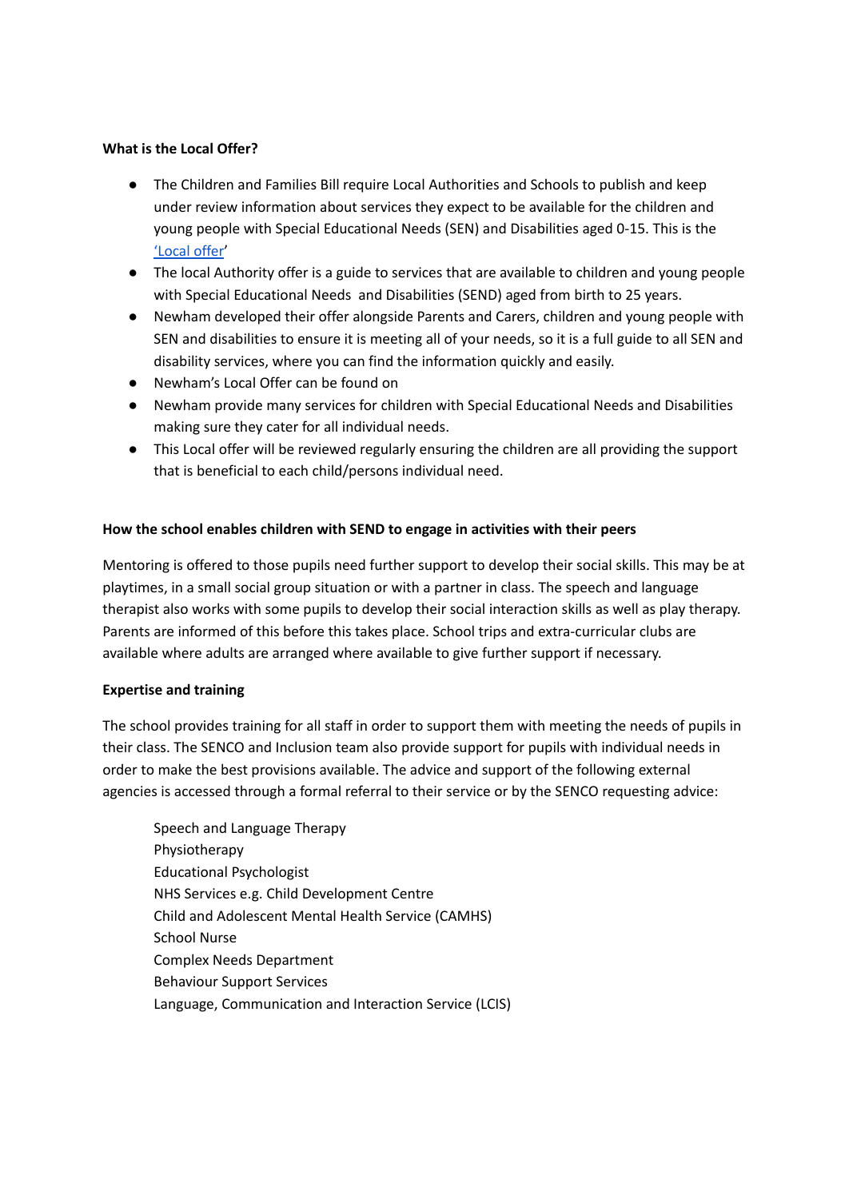**What is the Local Offer?**

- The Children and Families Bill require Local Authorities and Schools to publish and keep under review information about services they expect to be available for the children and young people with Special Educational Needs (SEN) and Disabilities aged 0-15. This is the '[Local offer](#)'
- The local Authority offer is a guide to services that are available to children and young people with Special Educational Needs and Disabilities (SEND) aged from birth to 25 years.
- Newham developed their offer alongside Parents and Carers, children and young people with SEN and disabilities to ensure it is meeting all of your needs, so it is a full guide to all SEN and disability services, where you can find the information quickly and easily.
- Newham's Local Offer can be found on
- Newham provide many services for children with Special Educational Needs and Disabilities making sure they cater for all individual needs.
- This Local offer will be reviewed regularly ensuring the children are all providing the support that is beneficial to each child/persons individual need.

**How the school enables children with SEND to engage in activities with their peers**

Mentoring is offered to those pupils need further support to develop their social skills. This may be at playtimes, in a small social group situation or with a partner in class. The speech and language therapist also works with some pupils to develop their social interaction skills as well as play therapy. Parents are informed of this before this takes place. School trips and extra-curricular clubs are available where adults are arranged where available to give further support if necessary.

**Expertise and training**

The school provides training for all staff in order to support them with meeting the needs of pupils in their class. The SENCO and Inclusion team also provide support for pupils with individual needs in order to make the best provisions available. The advice and support of the following external agencies is accessed through a formal referral to their service or by the SENCO requesting advice:

Speech and Language Therapy
Physiotherapy
Educational Psychologist
NHS Services e.g. Child Development Centre
Child and Adolescent Mental Health Service (CAMHS)
School Nurse
Complex Needs Department
Behaviour Support Services
Language, Communication and Interaction Service (LCIS)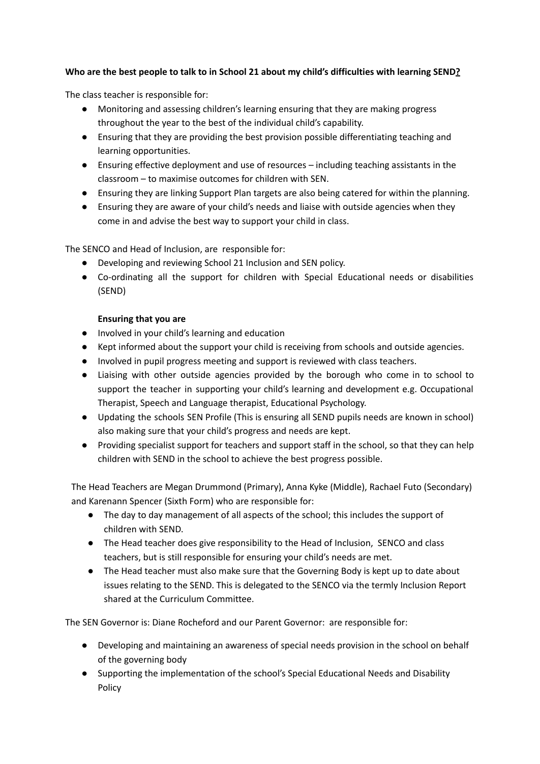**Who are the best people to talk to in School 21 about my child's difficulties with learning SEND?**

The class teacher is responsible for:

- Monitoring and assessing children's learning ensuring that they are making progress throughout the year to the best of the individual child's capability.
- Ensuring that they are providing the best provision possible differentiating teaching and learning opportunities.
- Ensuring effective deployment and use of resources – including teaching assistants in the classroom – to maximise outcomes for children with SEN.
- Ensuring they are linking Support Plan targets are also being catered for within the planning.
- Ensuring they are aware of your child's needs and liaise with outside agencies when they come in and advise the best way to support your child in class.

The SENCO and Head of Inclusion, are responsible for:

- Developing and reviewing School 21 Inclusion and SEN policy.
- Co-ordinating all the support for children with Special Educational needs or disabilities (SEND)

**Ensuring that you are**

- Involved in your child's learning and education
- Kept informed about the support your child is receiving from schools and outside agencies.
- Involved in pupil progress meeting and support is reviewed with class teachers.
- Liaising with other outside agencies provided by the borough who come in to school to support the teacher in supporting your child's learning and development e.g. Occupational Therapist, Speech and Language therapist, Educational Psychology.
- Updating the schools SEN Profile (This is ensuring all SEND pupils needs are known in school) also making sure that your child's progress and needs are kept.
- Providing specialist support for teachers and support staff in the school, so that they can help children with SEND in the school to achieve the best progress possible.

The Head Teachers are Megan Drummond (Primary), Anna Kyke (Middle), Rachael Futo (Secondary) and Karenann Spencer (Sixth Form) who are responsible for:

- The day to day management of all aspects of the school; this includes the support of children with SEND.
- The Head teacher does give responsibility to the Head of Inclusion, SENCO and class teachers, but is still responsible for ensuring your child's needs are met.
- The Head teacher must also make sure that the Governing Body is kept up to date about issues relating to the SEND. This is delegated to the SENCO via the termly Inclusion Report shared at the Curriculum Committee.

The SEN Governor is: Diane Rocheford and our Parent Governor: are responsible for:

- Developing and maintaining an awareness of special needs provision in the school on behalf of the governing body
- Supporting the implementation of the school's Special Educational Needs and Disability Policy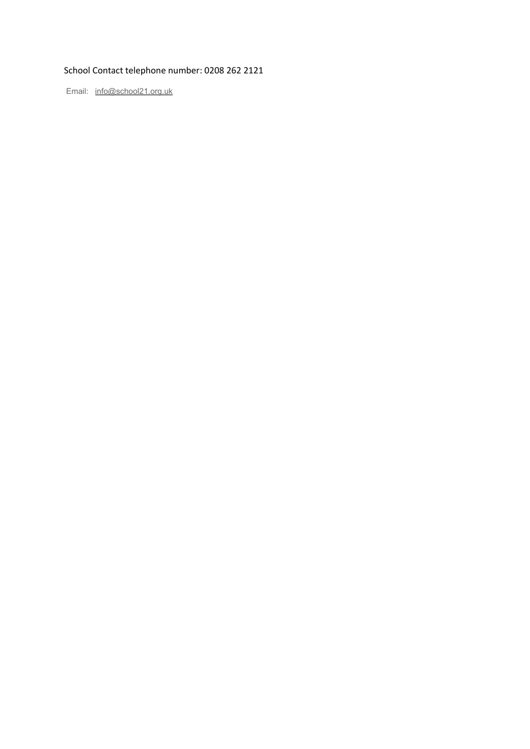School Contact telephone number: 0208 262 2121

Email: info@school21.org.uk